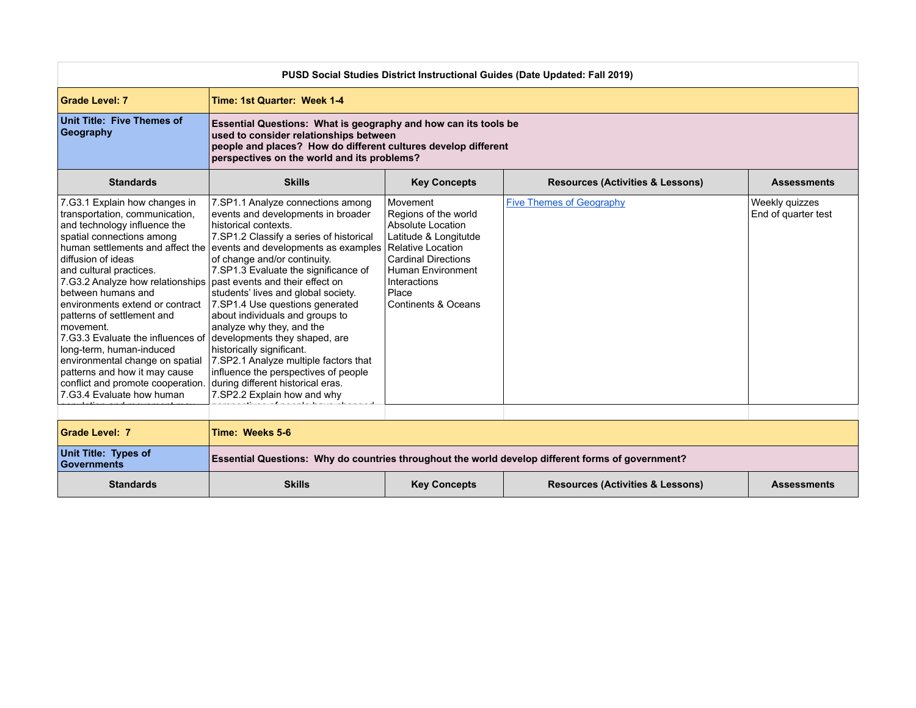| PUSD Social Studies District Instructional Guides (Date Updated: Fall 2019) | | | | |
|---|---|---|---|---|
| **Grade Level: 7** | **Time: 1st Quarter: Week 1-4** | | | |
| **Unit Title: Five Themes of Geography** | **Essential Questions: What is geography and how can its tools be used to consider relationships between people and places? How do different cultures develop different perspectives on the world and its problems?** | | | |
| **Standards** | **Skills** | **Key Concepts** | **Resources (Activities & Lessons)** | **Assessments** |
| 7.G3.1 Explain how changes in transportation, communication, and technology influence the spatial connections among human settlements and affect the diffusion of ideas and cultural practices.<br>7.G3.2 Analyze how relationships between humans and environments extend or contract patterns of settlement and movement.<br>7.G3.3 Evaluate the influences of long-term, human-induced environmental change on spatial patterns and how it may cause conflict and promote cooperation.<br>7.G3.4 Evaluate how human | 7.SP1.1 Analyze connections among events and developments in broader historical contexts.<br>7.SP1.2 Classify a series of historical events and developments as examples of change and/or continuity.<br>7.SP1.3 Evaluate the significance of past events and their effect on students' lives and global society.<br>7.SP1.4 Use questions generated about individuals and groups to analyze why they, and the developments they shaped, are historically significant.<br>7.SP2.1 Analyze multiple factors that influence the perspectives of people during different historical eras.<br>7.SP2.2 Explain how and why | Movement<br>Regions of the world<br>Absolute Location<br>Latitude & Longitutde<br>Relative Location<br>Cardinal Directions<br>Human Environment Interactions<br>Place<br>Continents & Oceans | Five Themes of Geography | Weekly quizzes<br>End of quarter test |
| | | | | |
| **Grade Level: 7** | **Time: Weeks 5-6** | | | |
| **Unit Title: Types of Governments** | **Essential Questions: Why do countries throughout the world develop different forms of government?** | | | |
| **Standards** | **Skills** | **Key Concepts** | **Resources (Activities & Lessons)** | **Assessments** |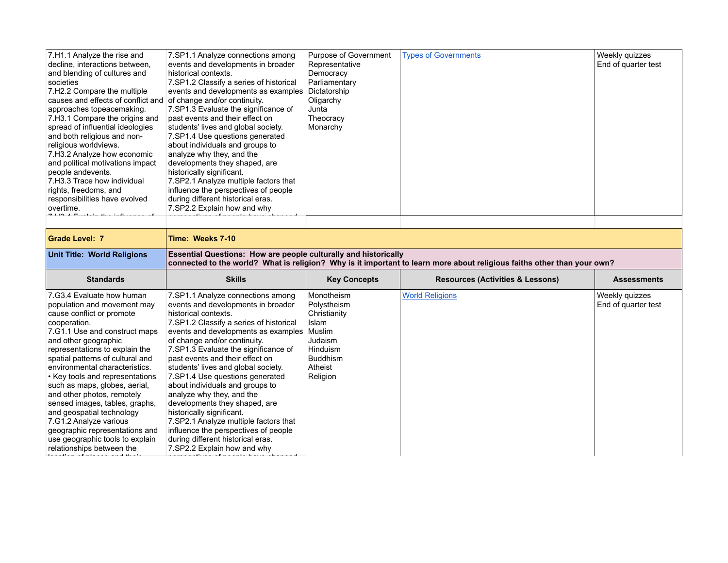| | | | | |
|---|---|---|---|---|
| 7.H1.1 Analyze the rise and decline, interactions between, and blending of cultures and societies<br>7.H2.2 Compare the multiple causes and effects of conflict and approaches topeacemaking.<br>7.H3.1 Compare the origins and spread of influential ideologies and both religious and non-religious worldviews.<br>7.H3.2 Analyze how economic and political motivations impact people andevents.<br>7.H3.3 Trace how individual rights, freedoms, and responsibilities have evolved overtime. | 7.SP1.1 Analyze connections among events and developments in broader historical contexts.<br>7.SP1.2 Classify a series of historical events and developments as examples of change and/or continuity.<br>7.SP1.3 Evaluate the significance of past events and their effect on students' lives and global society.<br>7.SP1.4 Use questions generated about individuals and groups to analyze why they, and the developments they shaped, are historically significant.<br>7.SP2.1 Analyze multiple factors that influence the perspectives of people during different historical eras.<br>7.SP2.2 Explain how and why | Purpose of Government<br>Representative<br>Democracy<br>Parliamentary<br>Dictatorship<br>Oligarchy<br>Junta<br>Theocracy<br>Monarchy | [Types of Governments]() | Weekly quizzes<br>End of quarter test |

| **Grade Level: 7** | **Time: Weeks 7-10** | | | |
|---|---|---|---|---|
| **Unit Title: World Religions** | **Essential Questions: How are people culturally and historically connected to the world? What is religion? Why is it important to learn more about religious faiths other than your own?** | | | |
| **Standards** | **Skills** | **Key Concepts** | **Resources (Activities & Lessons)** | **Assessments** |
| 7.G3.4 Evaluate how human population and movement may cause conflict or promote cooperation.<br>7.G1.1 Use and construct maps and other geographic representations to explain the spatial patterns of cultural and environmental characteristics.<br>• Key tools and representations such as maps, globes, aerial, and other photos, remotely sensed images, tables, graphs, and geospatial technology<br>7.G1.2 Analyze various geographic representations and use geographic tools to explain relationships between the | 7.SP1.1 Analyze connections among events and developments in broader historical contexts.<br>7.SP1.2 Classify a series of historical events and developments as examples of change and/or continuity.<br>7.SP1.3 Evaluate the significance of past events and their effect on students' lives and global society.<br>7.SP1.4 Use questions generated about individuals and groups to analyze why they, and the developments they shaped, are historically significant.<br>7.SP2.1 Analyze multiple factors that influence the perspectives of people during different historical eras.<br>7.SP2.2 Explain how and why | Monotheism<br>Polystheism<br>Christianity<br>Islam<br>Muslim<br>Judaism<br>Hinduism<br>Buddhism<br>Atheist<br>Religion | [World Religions]() | Weekly quizzes<br>End of quarter test |